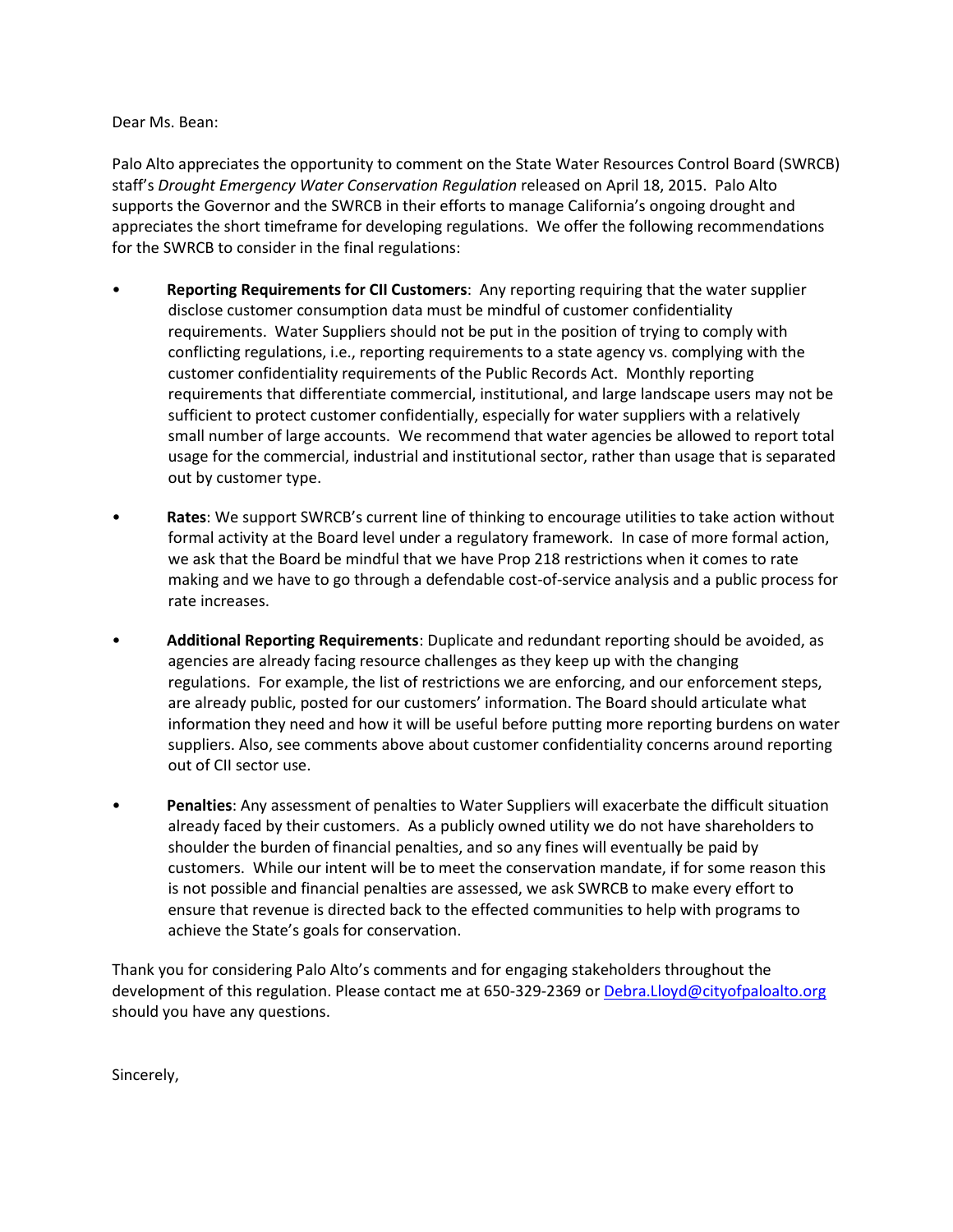Dear Ms. Bean:

Palo Alto appreciates the opportunity to comment on the State Water Resources Control Board (SWRCB) staff's *Drought Emergency Water Conservation Regulation* released on April 18, 2015. Palo Alto supports the Governor and the SWRCB in their efforts to manage California's ongoing drought and appreciates the short timeframe for developing regulations. We offer the following recommendations for the SWRCB to consider in the final regulations:

- **Reporting Requirements for CII Customers**: Any reporting requiring that the water supplier disclose customer consumption data must be mindful of customer confidentiality requirements. Water Suppliers should not be put in the position of trying to comply with conflicting regulations, i.e., reporting requirements to a state agency vs. complying with the customer confidentiality requirements of the Public Records Act. Monthly reporting requirements that differentiate commercial, institutional, and large landscape users may not be sufficient to protect customer confidentially, especially for water suppliers with a relatively small number of large accounts. We recommend that water agencies be allowed to report total usage for the commercial, industrial and institutional sector, rather than usage that is separated out by customer type.

- **Rates**: We support SWRCB's current line of thinking to encourage utilities to take action without formal activity at the Board level under a regulatory framework. In case of more formal action, we ask that the Board be mindful that we have Prop 218 restrictions when it comes to rate making and we have to go through a defendable cost-of-service analysis and a public process for rate increases.

- **Additional Reporting Requirements**: Duplicate and redundant reporting should be avoided, as agencies are already facing resource challenges as they keep up with the changing regulations. For example, the list of restrictions we are enforcing, and our enforcement steps, are already public, posted for our customers' information. The Board should articulate what information they need and how it will be useful before putting more reporting burdens on water suppliers. Also, see comments above about customer confidentiality concerns around reporting out of CII sector use.

- **Penalties**: Any assessment of penalties to Water Suppliers will exacerbate the difficult situation already faced by their customers. As a publicly owned utility we do not have shareholders to shoulder the burden of financial penalties, and so any fines will eventually be paid by customers. While our intent will be to meet the conservation mandate, if for some reason this is not possible and financial penalties are assessed, we ask SWRCB to make every effort to ensure that revenue is directed back to the effected communities to help with programs to achieve the State's goals for conservation.

Thank you for considering Palo Alto's comments and for engaging stakeholders throughout the development of this regulation. Please contact me at 650-329-2369 or [Debra.Lloyd@cityofpaloalto.org](mailto:Debra.Lloyd@cityofpaloalto.org) should you have any questions.

Sincerely,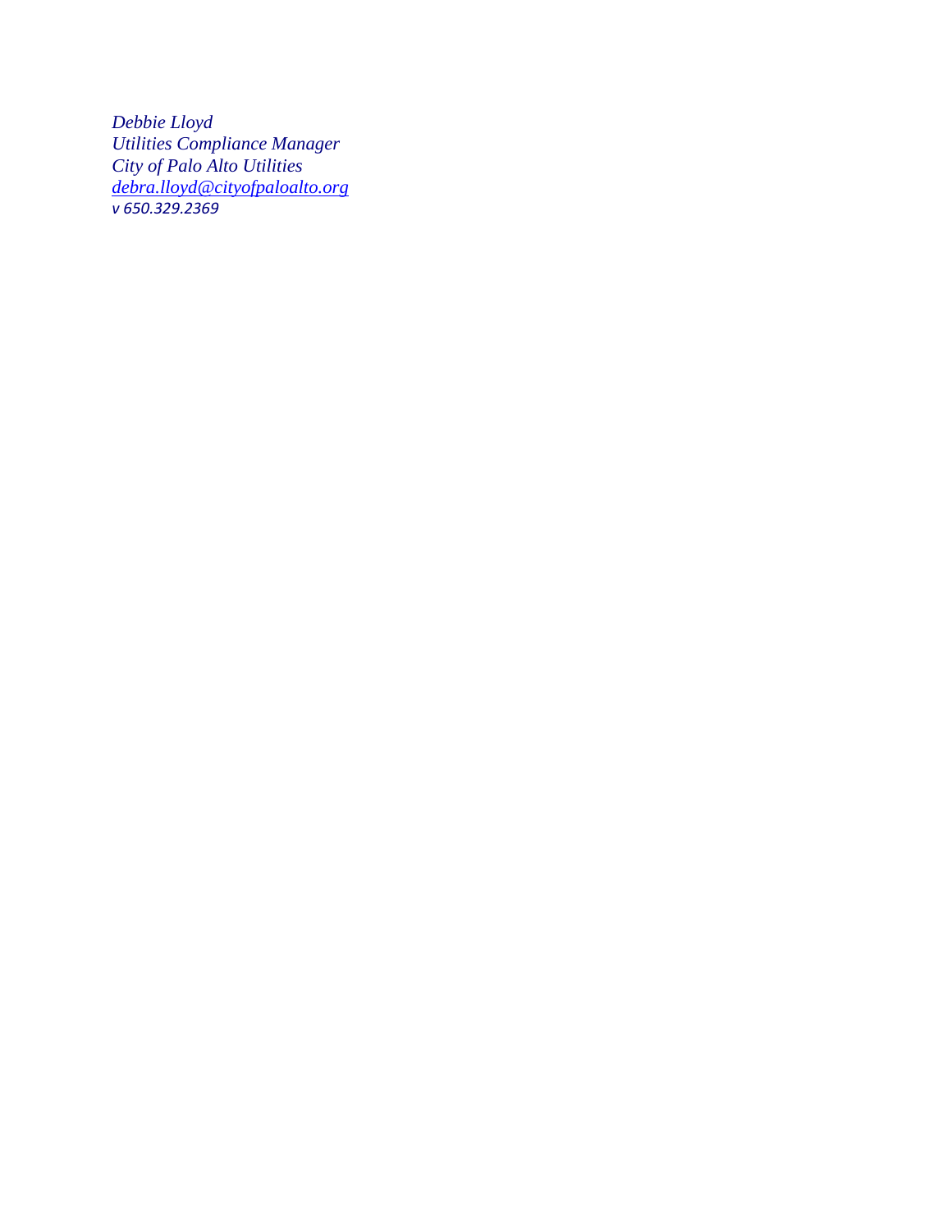*Debbie Lloyd*
*Utilities Compliance Manager*
*City of Palo Alto Utilities*
*debra.lloyd@cityofpaloalto.org*
*v 650.329.2369*